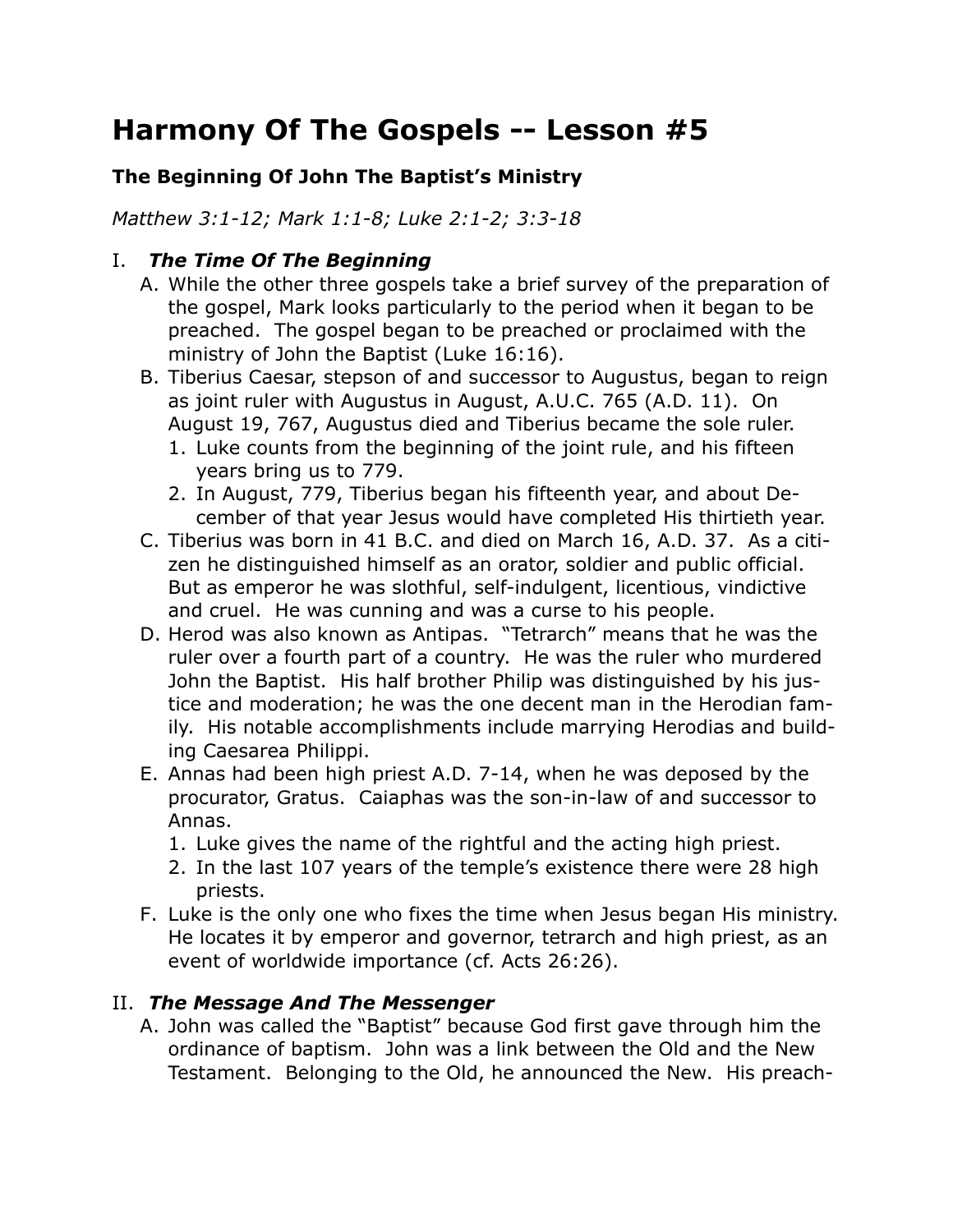# Harmony Of The Gospels -- Lesson #5

### The Beginning Of John The Baptist's Ministry

*Matthew 3:1-12; Mark 1:1-8; Luke 2:1-2; 3:3-18*

## I. *The Time Of The Beginning*

A. While the other three gospels take a brief survey of the preparation of the gospel, Mark looks particularly to the period when it began to be preached. The gospel began to be preached or proclaimed with the ministry of John the Baptist (Luke 16:16).

B. Tiberius Caesar, stepson of and successor to Augustus, began to reign as joint ruler with Augustus in August, A.U.C. 765 (A.D. 11). On August 19, 767, Augustus died and Tiberius became the sole ruler.
   1. Luke counts from the beginning of the joint rule, and his fifteen years bring us to 779.
   2. In August, 779, Tiberius began his fifteenth year, and about December of that year Jesus would have completed His thirtieth year.

C. Tiberius was born in 41 B.C. and died on March 16, A.D. 37. As a citizen he distinguished himself as an orator, soldier and public official. But as emperor he was slothful, self-indulgent, licentious, vindictive and cruel. He was cunning and was a curse to his people.

D. Herod was also known as Antipas. "Tetrarch" means that he was the ruler over a fourth part of a country. He was the ruler who murdered John the Baptist. His half brother Philip was distinguished by his justice and moderation; he was the one decent man in the Herodian family. His notable accomplishments include marrying Herodias and building Caesarea Philippi.

E. Annas had been high priest A.D. 7-14, when he was deposed by the procurator, Gratus. Caiaphas was the son-in-law of and successor to Annas.
   1. Luke gives the name of the rightful and the acting high priest.
   2. In the last 107 years of the temple's existence there were 28 high priests.

F. Luke is the only one who fixes the time when Jesus began His ministry. He locates it by emperor and governor, tetrarch and high priest, as an event of worldwide importance (cf. Acts 26:26).

## II. *The Message And The Messenger*

A. John was called the "Baptist" because God first gave through him the ordinance of baptism. John was a link between the Old and the New Testament. Belonging to the Old, he announced the New. His preach-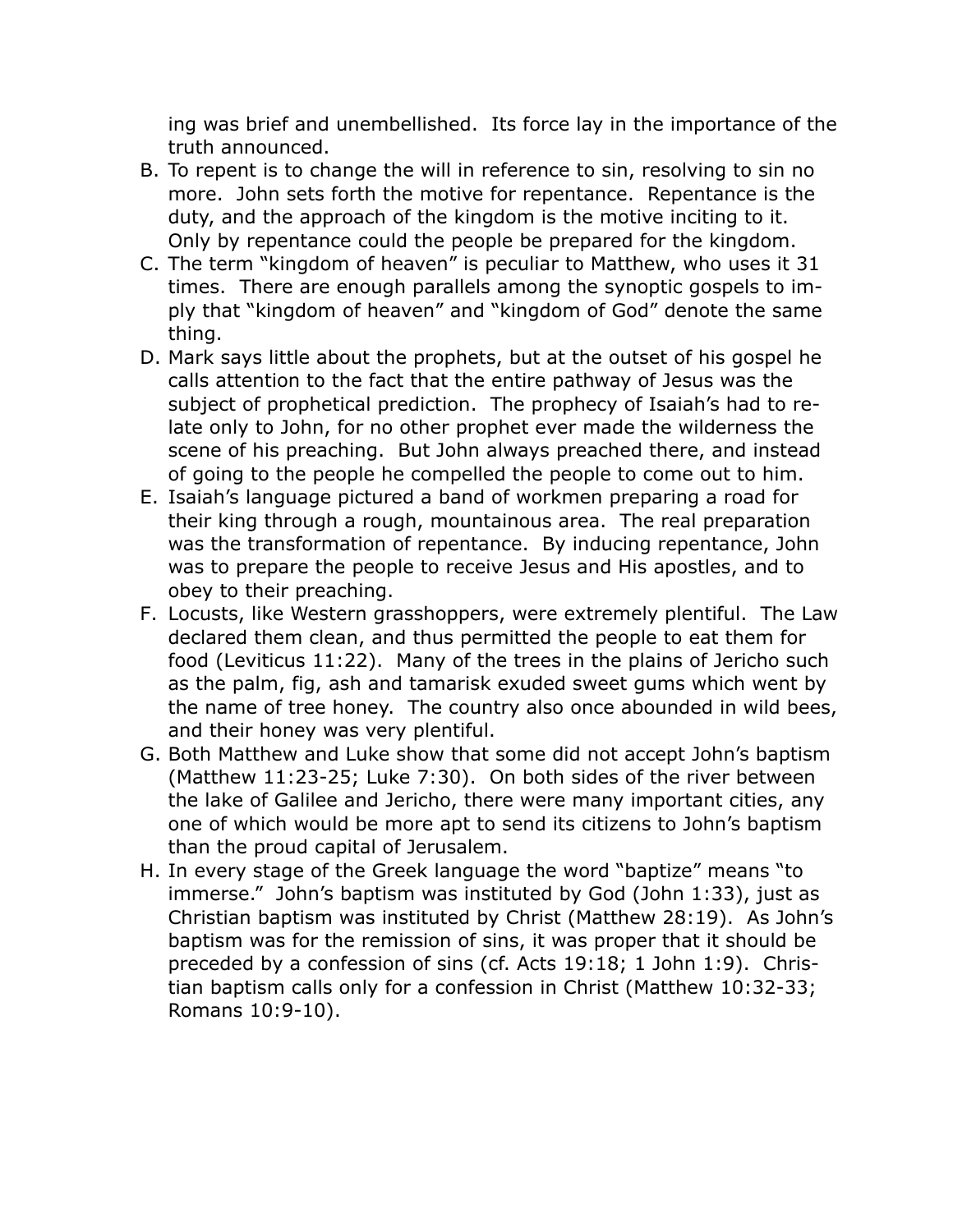ing was brief and unembellished. Its force lay in the importance of the truth announced.

B. To repent is to change the will in reference to sin, resolving to sin no more. John sets forth the motive for repentance. Repentance is the duty, and the approach of the kingdom is the motive inciting to it. Only by repentance could the people be prepared for the kingdom.

C. The term "kingdom of heaven" is peculiar to Matthew, who uses it 31 times. There are enough parallels among the synoptic gospels to imply that "kingdom of heaven" and "kingdom of God" denote the same thing.

D. Mark says little about the prophets, but at the outset of his gospel he calls attention to the fact that the entire pathway of Jesus was the subject of prophetical prediction. The prophecy of Isaiah's had to relate only to John, for no other prophet ever made the wilderness the scene of his preaching. But John always preached there, and instead of going to the people he compelled the people to come out to him.

E. Isaiah's language pictured a band of workmen preparing a road for their king through a rough, mountainous area. The real preparation was the transformation of repentance. By inducing repentance, John was to prepare the people to receive Jesus and His apostles, and to obey to their preaching.

F. Locusts, like Western grasshoppers, were extremely plentiful. The Law declared them clean, and thus permitted the people to eat them for food (Leviticus 11:22). Many of the trees in the plains of Jericho such as the palm, fig, ash and tamarisk exuded sweet gums which went by the name of tree honey. The country also once abounded in wild bees, and their honey was very plentiful.

G. Both Matthew and Luke show that some did not accept John's baptism (Matthew 11:23-25; Luke 7:30). On both sides of the river between the lake of Galilee and Jericho, there were many important cities, any one of which would be more apt to send its citizens to John's baptism than the proud capital of Jerusalem.

H. In every stage of the Greek language the word "baptize" means "to immerse." John's baptism was instituted by God (John 1:33), just as Christian baptism was instituted by Christ (Matthew 28:19). As John's baptism was for the remission of sins, it was proper that it should be preceded by a confession of sins (cf. Acts 19:18; 1 John 1:9). Christian baptism calls only for a confession in Christ (Matthew 10:32-33; Romans 10:9-10).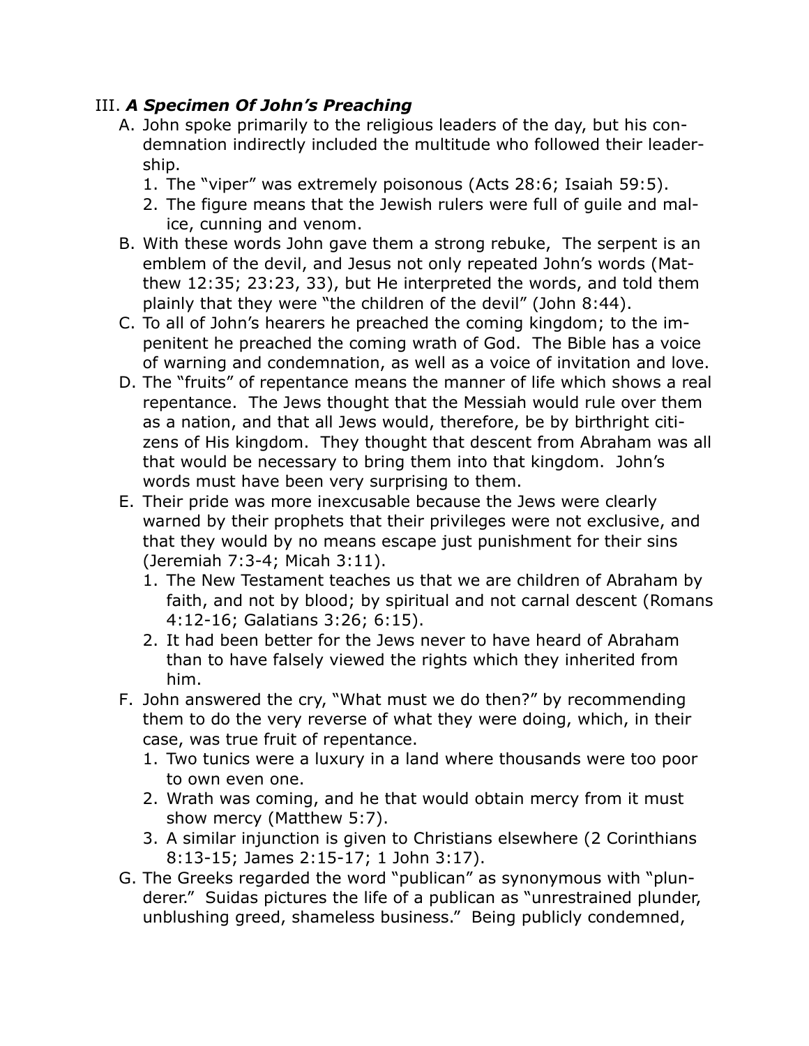## III. ***A Specimen Of John's Preaching***

A. John spoke primarily to the religious leaders of the day, but his condemnation indirectly included the multitude who followed their leadership.
   1. The "viper" was extremely poisonous (Acts 28:6; Isaiah 59:5).
   2. The figure means that the Jewish rulers were full of guile and malice, cunning and venom.

B. With these words John gave them a strong rebuke, The serpent is an emblem of the devil, and Jesus not only repeated John's words (Matthew 12:35; 23:23, 33), but He interpreted the words, and told them plainly that they were "the children of the devil" (John 8:44).

C. To all of John's hearers he preached the coming kingdom; to the impenitent he preached the coming wrath of God. The Bible has a voice of warning and condemnation, as well as a voice of invitation and love.

D. The "fruits" of repentance means the manner of life which shows a real repentance. The Jews thought that the Messiah would rule over them as a nation, and that all Jews would, therefore, be by birthright citizens of His kingdom. They thought that descent from Abraham was all that would be necessary to bring them into that kingdom. John's words must have been very surprising to them.

E. Their pride was more inexcusable because the Jews were clearly warned by their prophets that their privileges were not exclusive, and that they would by no means escape just punishment for their sins (Jeremiah 7:3-4; Micah 3:11).
   1. The New Testament teaches us that we are children of Abraham by faith, and not by blood; by spiritual and not carnal descent (Romans 4:12-16; Galatians 3:26; 6:15).
   2. It had been better for the Jews never to have heard of Abraham than to have falsely viewed the rights which they inherited from him.

F. John answered the cry, "What must we do then?" by recommending them to do the very reverse of what they were doing, which, in their case, was true fruit of repentance.
   1. Two tunics were a luxury in a land where thousands were too poor to own even one.
   2. Wrath was coming, and he that would obtain mercy from it must show mercy (Matthew 5:7).
   3. A similar injunction is given to Christians elsewhere (2 Corinthians 8:13-15; James 2:15-17; 1 John 3:17).

G. The Greeks regarded the word "publican" as synonymous with "plunderer." Suidas pictures the life of a publican as "unrestrained plunder, unblushing greed, shameless business." Being publicly condemned,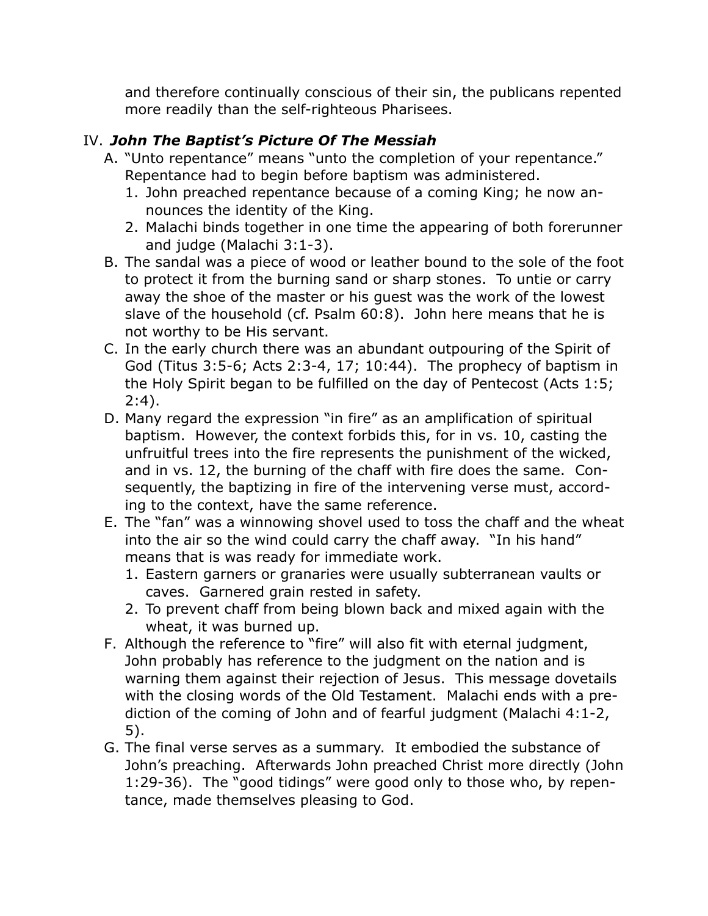and therefore continually conscious of their sin, the publicans repented more readily than the self-righteous Pharisees.

IV. ***John The Baptist's Picture Of The Messiah***

A. "Unto repentance" means "unto the completion of your repentance." Repentance had to begin before baptism was administered.
   1. John preached repentance because of a coming King; he now announces the identity of the King.
   2. Malachi binds together in one time the appearing of both forerunner and judge (Malachi 3:1-3).

B. The sandal was a piece of wood or leather bound to the sole of the foot to protect it from the burning sand or sharp stones. To untie or carry away the shoe of the master or his guest was the work of the lowest slave of the household (cf. Psalm 60:8). John here means that he is not worthy to be His servant.

C. In the early church there was an abundant outpouring of the Spirit of God (Titus 3:5-6; Acts 2:3-4, 17; 10:44). The prophecy of baptism in the Holy Spirit began to be fulfilled on the day of Pentecost (Acts 1:5; 2:4).

D. Many regard the expression "in fire" as an amplification of spiritual baptism. However, the context forbids this, for in vs. 10, casting the unfruitful trees into the fire represents the punishment of the wicked, and in vs. 12, the burning of the chaff with fire does the same. Consequently, the baptizing in fire of the intervening verse must, according to the context, have the same reference.

E. The "fan" was a winnowing shovel used to toss the chaff and the wheat into the air so the wind could carry the chaff away. "In his hand" means that is was ready for immediate work.
   1. Eastern garners or granaries were usually subterranean vaults or caves. Garnered grain rested in safety.
   2. To prevent chaff from being blown back and mixed again with the wheat, it was burned up.

F. Although the reference to "fire" will also fit with eternal judgment, John probably has reference to the judgment on the nation and is warning them against their rejection of Jesus. This message dovetails with the closing words of the Old Testament. Malachi ends with a prediction of the coming of John and of fearful judgment (Malachi 4:1-2, 5).

G. The final verse serves as a summary. It embodied the substance of John's preaching. Afterwards John preached Christ more directly (John 1:29-36). The "good tidings" were good only to those who, by repentance, made themselves pleasing to God.